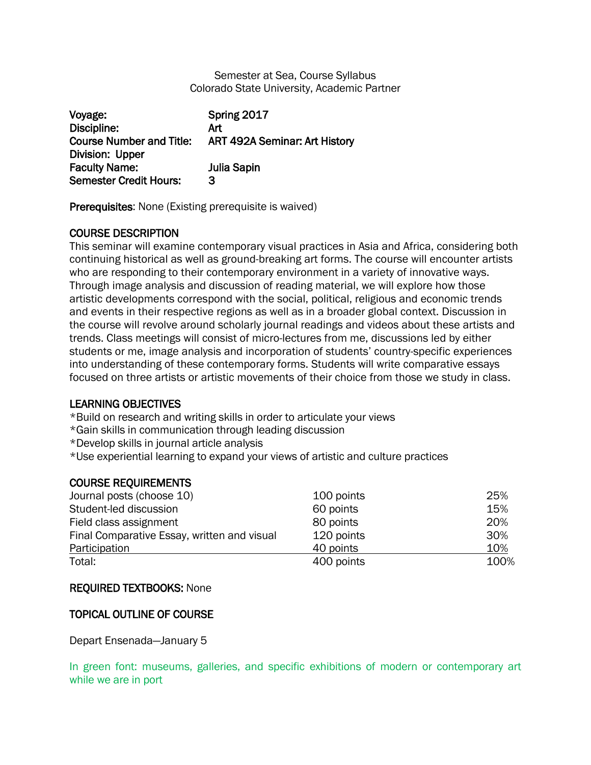Semester at Sea, Course Syllabus
Colorado State University, Academic Partner

**Voyage:** Spring 2017
**Discipline:** Art
**Course Number and Title:** ART 492A Seminar: Art History
**Division:** Upper
**Faculty Name:** Julia Sapin
**Semester Credit Hours:** 3

**Prerequisites**: None (Existing prerequisite is waived)

## COURSE DESCRIPTION

This seminar will examine contemporary visual practices in Asia and Africa, considering both continuing historical as well as ground-breaking art forms. The course will encounter artists who are responding to their contemporary environment in a variety of innovative ways. Through image analysis and discussion of reading material, we will explore how those artistic developments correspond with the social, political, religious and economic trends and events in their respective regions as well as in a broader global context. Discussion in the course will revolve around scholarly journal readings and videos about these artists and trends. Class meetings will consist of micro-lectures from me, discussions led by either students or me, image analysis and incorporation of students' country-specific experiences into understanding of these contemporary forms. Students will write comparative essays focused on three artists or artistic movements of their choice from those we study in class.

## LEARNING OBJECTIVES

*Build on research and writing skills in order to articulate your views
*Gain skills in communication through leading discussion
*Develop skills in journal article analysis
*Use experiential learning to expand your views of artistic and culture practices

## COURSE REQUIREMENTS

| | | |
|---|---|---|
| Journal posts (choose 10) | 100 points | 25% |
| Student-led discussion | 60 points | 15% |
| Field class assignment | 80 points | 20% |
| Final Comparative Essay, written and visual | 120 points | 30% |
| Participation | 40 points | 10% |
| Total: | 400 points | 100% |

**REQUIRED TEXTBOOKS:** None

## TOPICAL OUTLINE OF COURSE

Depart Ensenada—January 5

In green font: museums, galleries, and specific exhibitions of modern or contemporary art while we are in port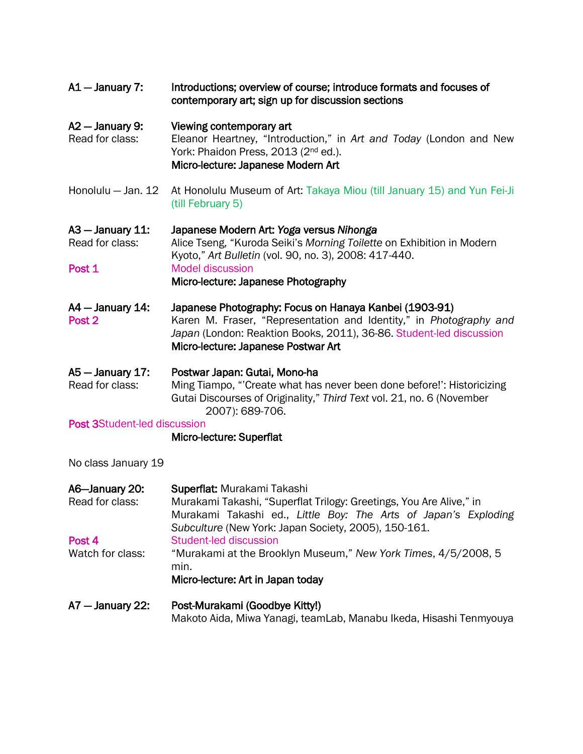**A1 — January 7:** **Introductions; overview of course; introduce formats and focuses of contemporary art; sign up for discussion sections**

**A2 — January 9:** **Viewing contemporary art**
Read for class: Eleanor Heartney, "Introduction," in *Art and Today* (London and New York: Phaidon Press, 2013 (2nd ed.).
**Micro-lecture: Japanese Modern Art**

Honolulu — Jan. 12 At Honolulu Museum of Art: Takaya Miou (till January 15) and Yun Fei-Ji (till February 5)

**A3 — January 11:** **Japanese Modern Art: *Yoga* versus *Nihonga***
Read for class: Alice Tseng, "Kuroda Seiki's *Morning Toilette* on Exhibition in Modern Kyoto," *Art Bulletin* (vol. 90, no. 3), 2008: 417-440.
Post 1 Model discussion
**Micro-lecture: Japanese Photography**

**A4 — January 14:** **Japanese Photography: Focus on Hanaya Kanbei (1903-91)**
Post 2 Karen M. Fraser, "Representation and Identity," in *Photography and Japan* (London: Reaktion Books, 2011), 36-86. Student-led discussion
**Micro-lecture: Japanese Postwar Art**

**A5 — January 17:** **Postwar Japan: Gutai, Mono-ha**
Read for class: Ming Tiampo, "'Create what has never been done before!': Historicizing Gutai Discourses of Originality," *Third Text* vol. 21, no. 6 (November 2007): 689-706.
Post 3 Student-led discussion
**Micro-lecture: Superflat**

No class January 19

**A6—January 20:** **Superflat:** Murakami Takashi
Read for class: Murakami Takashi, "Superflat Trilogy: Greetings, You Are Alive," in Murakami Takashi ed., *Little Boy: The Arts of Japan's Exploding Subculture* (New York: Japan Society, 2005), 150-161.
Post 4 Student-led discussion
Watch for class: "Murakami at the Brooklyn Museum," *New York Times*, 4/5/2008, 5 min.
**Micro-lecture: Art in Japan today**

**A7 — January 22:** **Post-Murakami (Goodbye Kitty!)**
Makoto Aida, Miwa Yanagi, teamLab, Manabu Ikeda, Hisashi Tenmyouya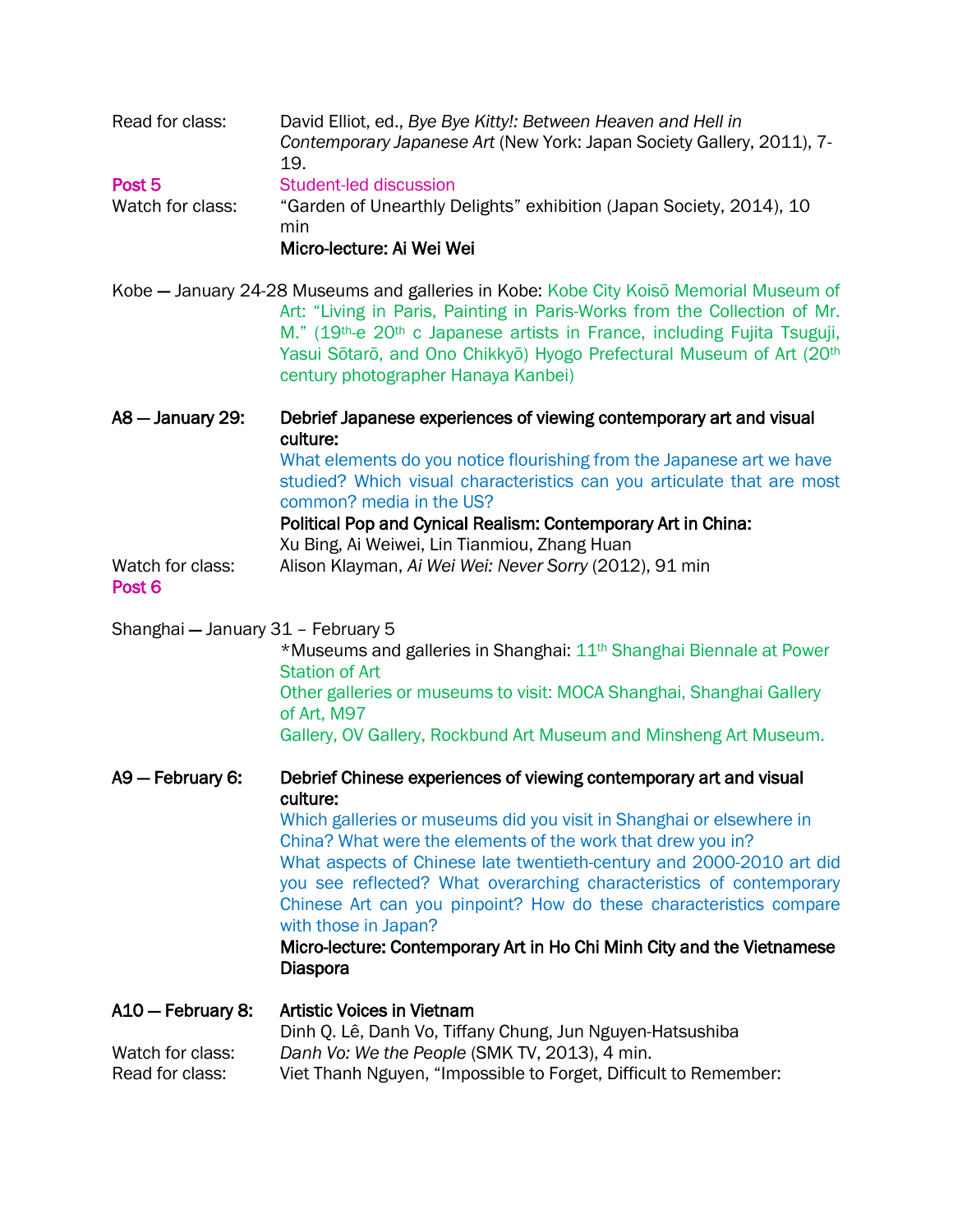Read for class: David Elliot, ed., *Bye Bye Kitty!: Between Heaven and Hell in Contemporary Japanese Art* (New York: Japan Society Gallery, 2011), 7-19.

Post 5 Student-led discussion

Watch for class: "Garden of Unearthly Delights" exhibition (Japan Society, 2014), 10 min

**Micro-lecture: Ai Wei Wei**

Kobe — January 24-28 Museums and galleries in Kobe: Kobe City Koisō Memorial Museum of Art: "Living in Paris, Painting in Paris-Works from the Collection of Mr. M." (19th-e 20th c Japanese artists in France, including Fujita Tsuguji, Yasui Sōtarō, and Ono Chikkyō) Hyogo Prefectural Museum of Art (20th century photographer Hanaya Kanbei)

**A8 — January 29:** **Debrief Japanese experiences of viewing contemporary art and visual culture:**

What elements do you notice flourishing from the Japanese art we have studied? Which visual characteristics can you articulate that are most common? media in the US?

**Political Pop and Cynical Realism: Contemporary Art in China:**

Xu Bing, Ai Weiwei, Lin Tianmiou, Zhang Huan

Watch for class: Alison Klayman, *Ai Wei Wei: Never Sorry* (2012), 91 min

Post 6

Shanghai — January 31 – February 5

*Museums and galleries in Shanghai: 11th Shanghai Biennale at Power Station of Art

Other galleries or museums to visit: MOCA Shanghai, Shanghai Gallery of Art, M97

Gallery, OV Gallery, Rockbund Art Museum and Minsheng Art Museum.

**A9 — February 6:** **Debrief Chinese experiences of viewing contemporary art and visual culture:**

Which galleries or museums did you visit in Shanghai or elsewhere in China? What were the elements of the work that drew you in?

What aspects of Chinese late twentieth-century and 2000-2010 art did you see reflected? What overarching characteristics of contemporary Chinese Art can you pinpoint? How do these characteristics compare with those in Japan?

**Micro-lecture: Contemporary Art in Ho Chi Minh City and the Vietnamese Diaspora**

**A10 — February 8:** **Artistic Voices in Vietnam**

Dinh Q. Lê, Danh Vo, Tiffany Chung, Jun Nguyen-Hatsushiba

Watch for class: *Danh Vo: We the People* (SMK TV, 2013), 4 min.

Read for class: Viet Thanh Nguyen, "Impossible to Forget, Difficult to Remember: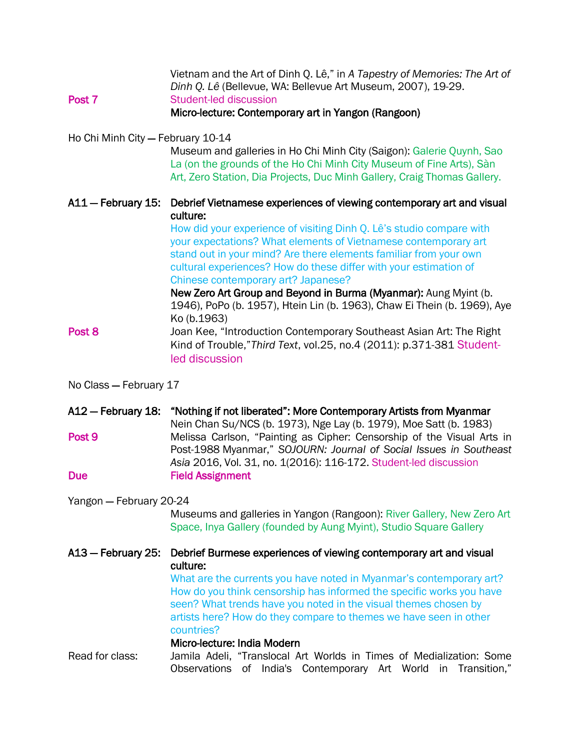Vietnam and the Art of Dinh Q. Lê," in *A Tapestry of Memories: The Art of Dinh Q. Lê* (Bellevue, WA: Bellevue Art Museum, 2007), 19-29.

**Post 7** Student-led discussion

**Micro-lecture: Contemporary art in Yangon (Rangoon)**

Ho Chi Minh City — February 10-14

Museum and galleries in Ho Chi Minh City (Saigon): Galerie Quynh, Sao La (on the grounds of the Ho Chi Minh City Museum of Fine Arts), Sàn Art, Zero Station, Dia Projects, Duc Minh Gallery, Craig Thomas Gallery.

**A11 — February 15: Debrief Vietnamese experiences of viewing contemporary art and visual culture:**

How did your experience of visiting Dinh Q. Lê's studio compare with your expectations? What elements of Vietnamese contemporary art stand out in your mind? Are there elements familiar from your own cultural experiences? How do these differ with your estimation of Chinese contemporary art? Japanese?

**New Zero Art Group and Beyond in Burma (Myanmar):** Aung Myint (b. 1946), PoPo (b. 1957), Htein Lin (b. 1963), Chaw Ei Thein (b. 1969), Aye Ko (b.1963)

**Post 8** Joan Kee, "Introduction Contemporary Southeast Asian Art: The Right Kind of Trouble,"*Third Text*, vol.25, no.4 (2011): p.371-381 Student-led discussion

No Class — February 17

**A12 — February 18: "Nothing if not liberated": More Contemporary Artists from Myanmar**

Nein Chan Su/NCS (b. 1973), Nge Lay (b. 1979), Moe Satt (b. 1983)

**Post 9** Melissa Carlson, "Painting as Cipher: Censorship of the Visual Arts in Post-1988 Myanmar," *SOJOURN: Journal of Social Issues in Southeast Asia* 2016, Vol. 31, no. 1(2016): 116-172. Student-led discussion

**Due** **Field Assignment**

Yangon — February 20-24

Museums and galleries in Yangon (Rangoon): River Gallery, New Zero Art Space, Inya Gallery (founded by Aung Myint), Studio Square Gallery

**A13 — February 25: Debrief Burmese experiences of viewing contemporary art and visual culture:**

What are the currents you have noted in Myanmar's contemporary art? How do you think censorship has informed the specific works you have seen? What trends have you noted in the visual themes chosen by artists here? How do they compare to themes we have seen in other countries?

**Micro-lecture: India Modern**

Read for class: Jamila Adeli, "Translocal Art Worlds in Times of Medialization: Some Observations of India's Contemporary Art World in Transition,"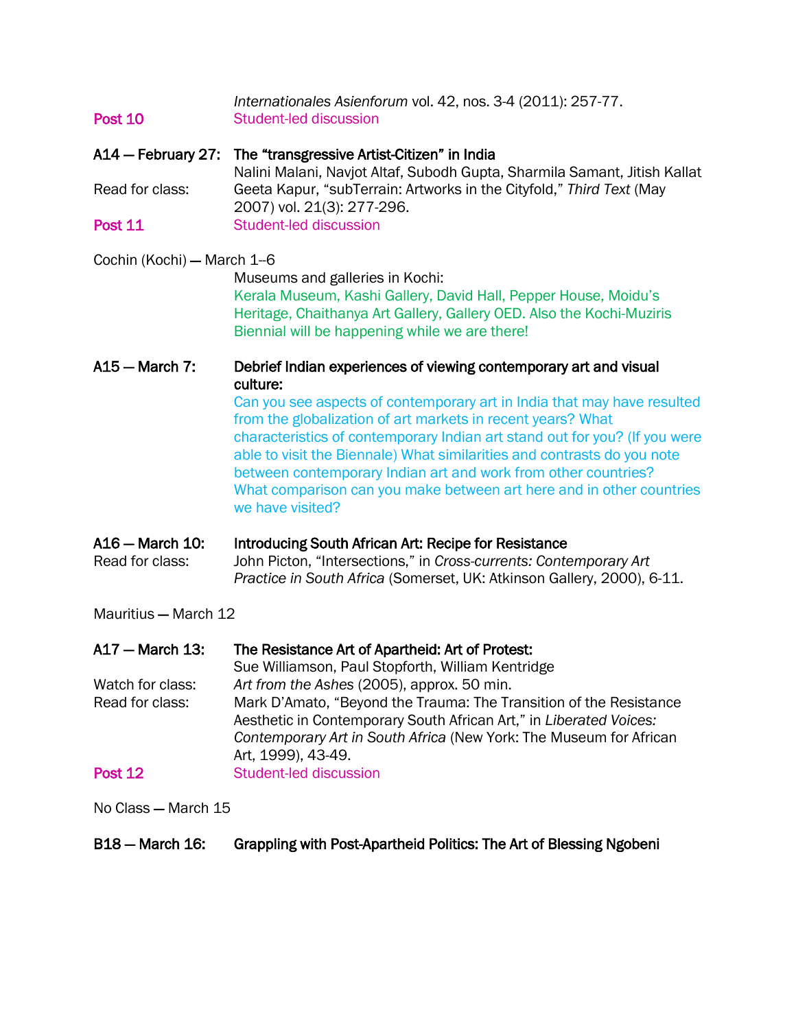*Internationales Asienforum* vol. 42, nos. 3-4 (2011): 257-77.

Post 10 Student-led discussion

**A14 — February 27: The "transgressive Artist-Citizen" in India**

Nalini Malani, Navjot Altaf, Subodh Gupta, Sharmila Samant, Jitish Kallat

Read for class: Geeta Kapur, "subTerrain: Artworks in the Cityfold," *Third Text* (May 2007) vol. 21(3): 277-296.

Post 11 Student-led discussion

Cochin (Kochi) — March 1–6

Museums and galleries in Kochi:
Kerala Museum, Kashi Gallery, David Hall, Pepper House, Moidu's Heritage, Chaithanya Art Gallery, Gallery OED. Also the Kochi-Muziris Biennial will be happening while we are there!

**A15 — March 7: Debrief Indian experiences of viewing contemporary art and visual culture:**

Can you see aspects of contemporary art in India that may have resulted from the globalization of art markets in recent years? What characteristics of contemporary Indian art stand out for you? (If you were able to visit the Biennale) What similarities and contrasts do you note between contemporary Indian art and work from other countries? What comparison can you make between art here and in other countries we have visited?

**A16 — March 10: Introducing South African Art: Recipe for Resistance**

Read for class: John Picton, "Intersections," in *Cross-currents: Contemporary Art Practice in South Africa* (Somerset, UK: Atkinson Gallery, 2000), 6-11.

Mauritius — March 12

**A17 — March 13: The Resistance Art of Apartheid: Art of Protest:**

Sue Williamson, Paul Stopforth, William Kentridge

Watch for class: *Art from the Ashes* (2005), approx. 50 min.

Read for class: Mark D'Amato, "Beyond the Trauma: The Transition of the Resistance Aesthetic in Contemporary South African Art," in *Liberated Voices: Contemporary Art in South Africa* (New York: The Museum for African Art, 1999), 43-49.

Post 12 Student-led discussion

No Class — March 15

**B18 — March 16: Grappling with Post-Apartheid Politics: The Art of Blessing Ngobeni**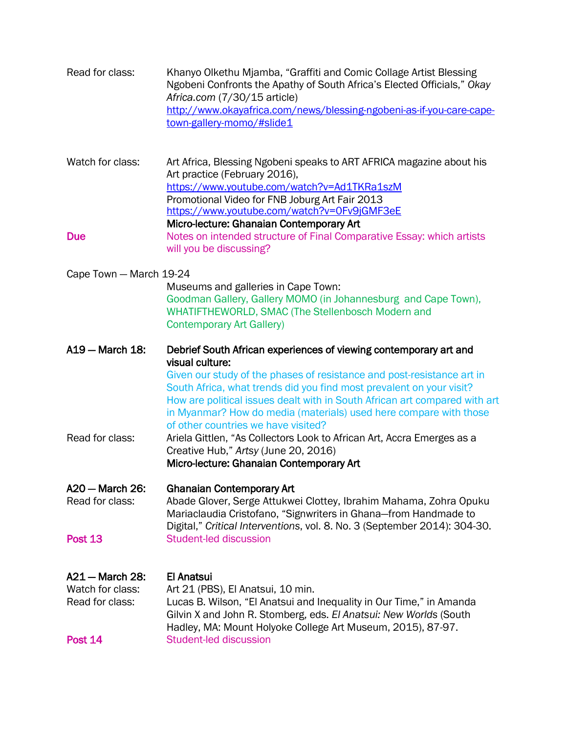Read for class: Khanyo Olkethu Mjamba, "Graffiti and Comic Collage Artist Blessing Ngobeni Confronts the Apathy of South Africa's Elected Officials," *Okay Africa.com* (7/30/15 article) http://www.okayafrica.com/news/blessing-ngobeni-as-if-you-care-cape-town-gallery-momo/#slide1

Watch for class: Art Africa, Blessing Ngobeni speaks to ART AFRICA magazine about his Art practice (February 2016), https://www.youtube.com/watch?v=Ad1TKRa1szM
Promotional Video for FNB Joburg Art Fair 2013 https://www.youtube.com/watch?v=0Fv9jGMF3eE
**Micro-lecture: Ghanaian Contemporary Art**

Due: Notes on intended structure of Final Comparative Essay: which artists will you be discussing?

Cape Town — March 19-24

Museums and galleries in Cape Town:
Goodman Gallery, Gallery MOMO (in Johannesburg and Cape Town), WHATIFTHEWORLD, SMAC (The Stellenbosch Modern and Contemporary Art Gallery)

**A19 — March 18: Debrief South African experiences of viewing contemporary art and visual culture:**

Given our study of the phases of resistance and post-resistance art in South Africa, what trends did you find most prevalent on your visit? How are political issues dealt with in South African art compared with art in Myanmar? How do media (materials) used here compare with those of other countries we have visited?

Read for class: Ariela Gittlen, "As Collectors Look to African Art, Accra Emerges as a Creative Hub," *Artsy* (June 20, 2016)
**Micro-lecture: Ghanaian Contemporary Art**

**A20 — March 26: Ghanaian Contemporary Art**

Read for class: Abade Glover, Serge Attukwei Clottey, Ibrahim Mahama, Zohra Opuku
Mariaclaudia Cristofano, "Signwriters in Ghana—from Handmade to Digital," *Critical Interventions*, vol. 8. No. 3 (September 2014): 304-30.

Post 13: Student-led discussion

**A21 — March 28: El Anatsui**

Watch for class: Art 21 (PBS), El Anatsui, 10 min.

Read for class: Lucas B. Wilson, "El Anatsui and Inequality in Our Time," in Amanda Gilvin X and John R. Stomberg, eds. *El Anatsui: New Worlds* (South Hadley, MA: Mount Holyoke College Art Museum, 2015), 87-97.

Post 14: Student-led discussion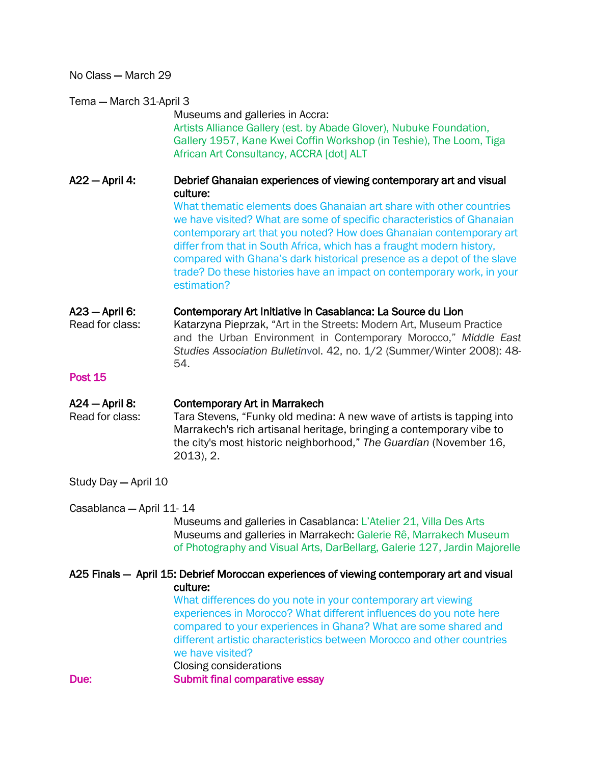No Class — March 29

Tema — March 31-April 3

Museums and galleries in Accra:
Artists Alliance Gallery (est. by Abade Glover), Nubuke Foundation, Gallery 1957, Kane Kwei Coffin Workshop (in Teshie), The Loom, Tiga African Art Consultancy, ACCRA [dot] ALT

**A22 — April 4:** **Debrief Ghanaian experiences of viewing contemporary art and visual culture:**
What thematic elements does Ghanaian art share with other countries we have visited? What are some of specific characteristics of Ghanaian contemporary art that you noted? How does Ghanaian contemporary art differ from that in South Africa, which has a fraught modern history, compared with Ghana's dark historical presence as a depot of the slave trade? Do these histories have an impact on contemporary work, in your estimation?

**A23 — April 6:** **Contemporary Art Initiative in Casablanca: La Source du Lion**
Read for class: Katarzyna Pieprzak, "Art in the Streets: Modern Art, Museum Practice and the Urban Environment in Contemporary Morocco," *Middle East Studies Association Bulletin*vol. 42, no. 1/2 (Summer/Winter 2008): 48-54.

**Post 15**

**A24 — April 8:** **Contemporary Art in Marrakech**
Read for class: Tara Stevens, "Funky old medina: A new wave of artists is tapping into Marrakech's rich artisanal heritage, bringing a contemporary vibe to the city's most historic neighborhood," *The Guardian* (November 16, 2013), 2.

Study Day — April 10

Casablanca — April 11- 14

Museums and galleries in Casablanca: L'Atelier 21, Villa Des Arts
Museums and galleries in Marrakech: Galerie Rê, Marrakech Museum of Photography and Visual Arts, DarBellarg, Galerie 127, Jardin Majorelle

**A25 Finals — April 15: Debrief Moroccan experiences of viewing contemporary art and visual culture:**
What differences do you note in your contemporary art viewing experiences in Morocco? What different influences do you note here compared to your experiences in Ghana? What are some shared and different artistic characteristics between Morocco and other countries we have visited?
Closing considerations

**Due:** **Submit final comparative essay**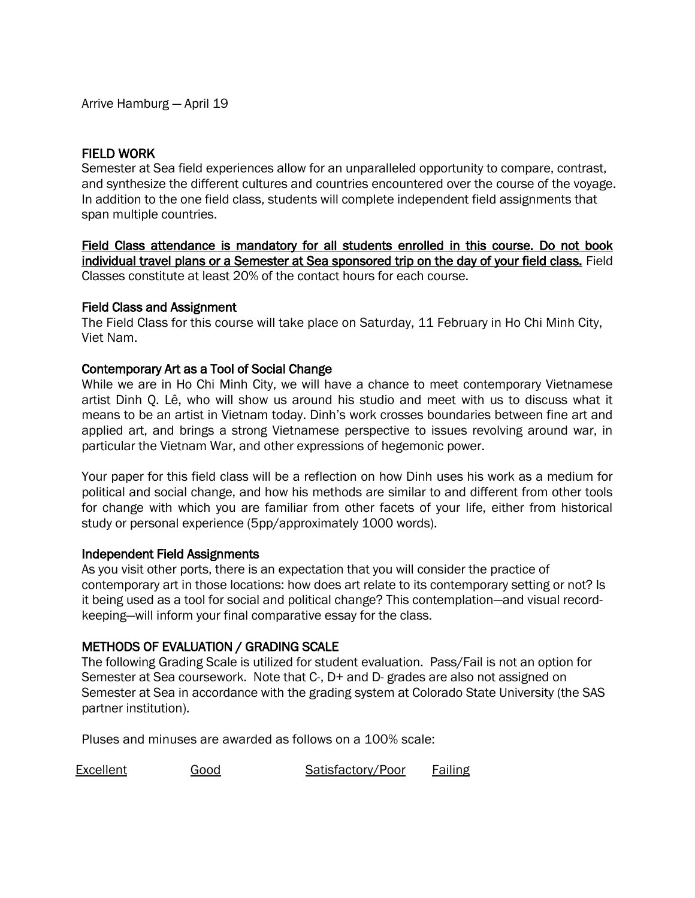Arrive Hamburg — April 19

## FIELD WORK

Semester at Sea field experiences allow for an unparalleled opportunity to compare, contrast, and synthesize the different cultures and countries encountered over the course of the voyage. In addition to the one field class, students will complete independent field assignments that span multiple countries.

<u>Field Class attendance is mandatory for all students enrolled in this course. Do not book individual travel plans or a Semester at Sea sponsored trip on the day of your field class.</u> Field Classes constitute at least 20% of the contact hours for each course.

### Field Class and Assignment

The Field Class for this course will take place on Saturday, 11 February in Ho Chi Minh City, Viet Nam.

### Contemporary Art as a Tool of Social Change

While we are in Ho Chi Minh City, we will have a chance to meet contemporary Vietnamese artist Dinh Q. Lê, who will show us around his studio and meet with us to discuss what it means to be an artist in Vietnam today. Dinh's work crosses boundaries between fine art and applied art, and brings a strong Vietnamese perspective to issues revolving around war, in particular the Vietnam War, and other expressions of hegemonic power.

Your paper for this field class will be a reflection on how Dinh uses his work as a medium for political and social change, and how his methods are similar to and different from other tools for change with which you are familiar from other facets of your life, either from historical study or personal experience (5pp/approximately 1000 words).

### Independent Field Assignments

As you visit other ports, there is an expectation that you will consider the practice of contemporary art in those locations: how does art relate to its contemporary setting or not? Is it being used as a tool for social and political change? This contemplation—and visual record-keeping—will inform your final comparative essay for the class.

## METHODS OF EVALUATION / GRADING SCALE

The following Grading Scale is utilized for student evaluation. Pass/Fail is not an option for Semester at Sea coursework. Note that C-, D+ and D- grades are also not assigned on Semester at Sea in accordance with the grading system at Colorado State University (the SAS partner institution).

Pluses and minuses are awarded as follows on a 100% scale:

| <u>Excellent</u> | <u>Good</u> | <u>Satisfactory/Poor</u> | <u>Failing</u> |
|---|---|---|---|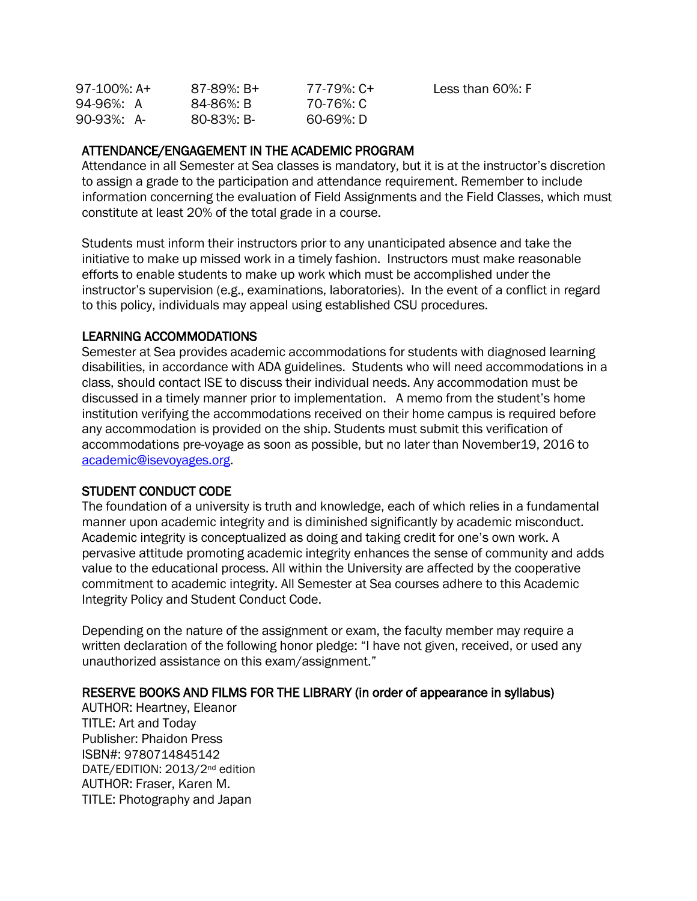| | | | |
|---|---|---|---|
| 97-100%: A+ | 87-89%: B+ | 77-79%: C+ | Less than 60%: F |
| 94-96%: A | 84-86%: B | 70-76%: C | |
| 90-93%: A- | 80-83%: B- | 60-69%: D | |

## ATTENDANCE/ENGAGEMENT IN THE ACADEMIC PROGRAM

Attendance in all Semester at Sea classes is mandatory, but it is at the instructor's discretion to assign a grade to the participation and attendance requirement. Remember to include information concerning the evaluation of Field Assignments and the Field Classes, which must constitute at least 20% of the total grade in a course.

Students must inform their instructors prior to any unanticipated absence and take the initiative to make up missed work in a timely fashion. Instructors must make reasonable efforts to enable students to make up work which must be accomplished under the instructor's supervision (e.g., examinations, laboratories). In the event of a conflict in regard to this policy, individuals may appeal using established CSU procedures.

## LEARNING ACCOMMODATIONS

Semester at Sea provides academic accommodations for students with diagnosed learning disabilities, in accordance with ADA guidelines. Students who will need accommodations in a class, should contact ISE to discuss their individual needs. Any accommodation must be discussed in a timely manner prior to implementation. A memo from the student's home institution verifying the accommodations received on their home campus is required before any accommodation is provided on the ship. Students must submit this verification of accommodations pre-voyage as soon as possible, but no later than November19, 2016 to academic@isevoyages.org.

## STUDENT CONDUCT CODE

The foundation of a university is truth and knowledge, each of which relies in a fundamental manner upon academic integrity and is diminished significantly by academic misconduct. Academic integrity is conceptualized as doing and taking credit for one's own work. A pervasive attitude promoting academic integrity enhances the sense of community and adds value to the educational process. All within the University are affected by the cooperative commitment to academic integrity. All Semester at Sea courses adhere to this Academic Integrity Policy and Student Conduct Code.

Depending on the nature of the assignment or exam, the faculty member may require a written declaration of the following honor pledge: "I have not given, received, or used any unauthorized assistance on this exam/assignment."

## RESERVE BOOKS AND FILMS FOR THE LIBRARY (in order of appearance in syllabus)

AUTHOR: Heartney, Eleanor
TITLE: Art and Today
Publisher: Phaidon Press
ISBN#: 9780714845142
DATE/EDITION: 2013/2nd edition
AUTHOR: Fraser, Karen M.
TITLE: Photography and Japan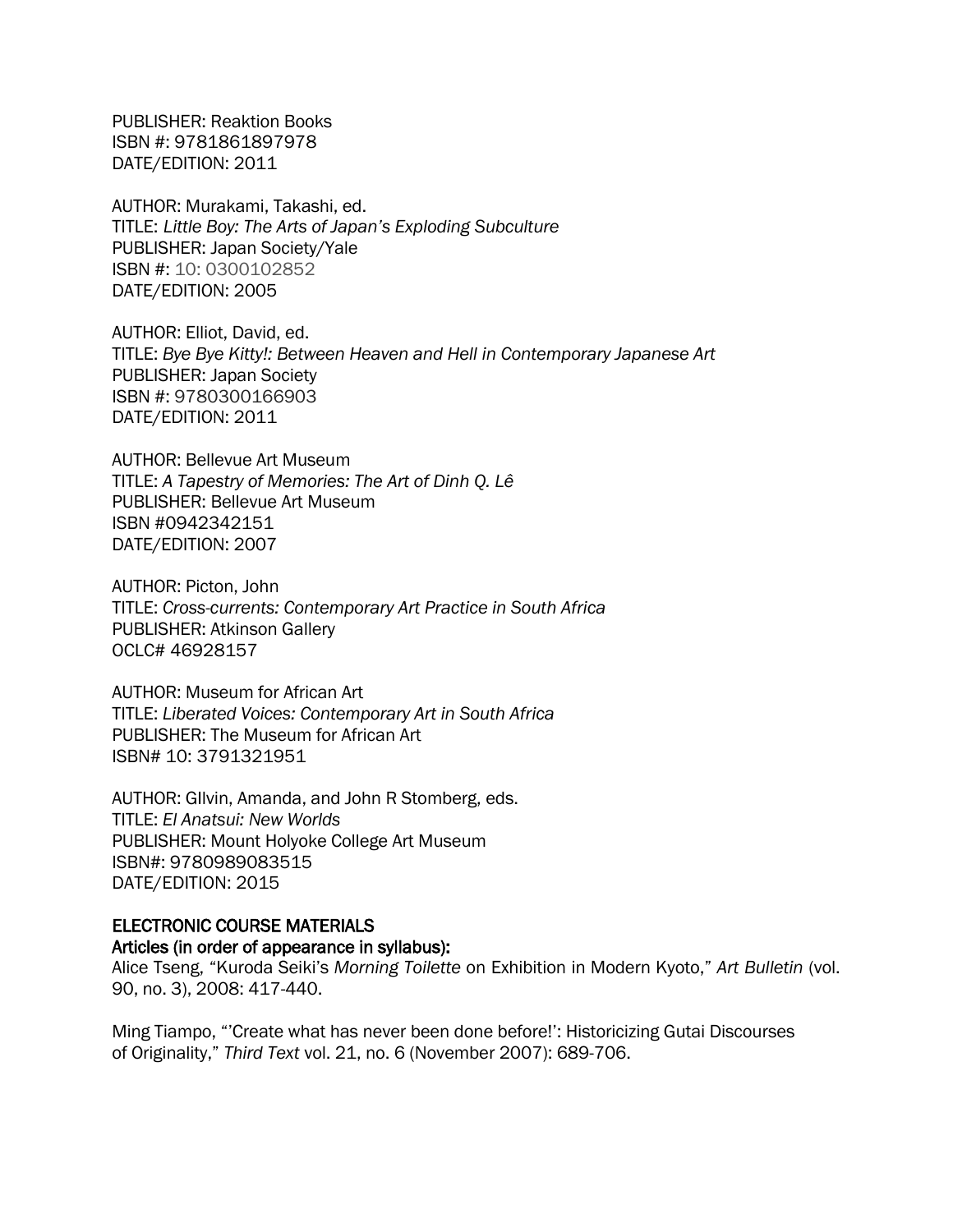PUBLISHER: Reaktion Books
ISBN #: 9781861897978
DATE/EDITION: 2011

AUTHOR: Murakami, Takashi, ed.
TITLE: *Little Boy: The Arts of Japan's Exploding Subculture*
PUBLISHER: Japan Society/Yale
ISBN #: 10: 0300102852
DATE/EDITION: 2005

AUTHOR: Elliot, David, ed.
TITLE: *Bye Bye Kitty!: Between Heaven and Hell in Contemporary Japanese Art*
PUBLISHER: Japan Society
ISBN #: 9780300166903
DATE/EDITION: 2011

AUTHOR: Bellevue Art Museum
TITLE: *A Tapestry of Memories: The Art of Dinh Q. Lê*
PUBLISHER: Bellevue Art Museum
ISBN #0942342151
DATE/EDITION: 2007

AUTHOR: Picton, John
TITLE: *Cross-currents: Contemporary Art Practice in South Africa*
PUBLISHER: Atkinson Gallery
OCLC# 46928157

AUTHOR: Museum for African Art
TITLE: *Liberated Voices: Contemporary Art in South Africa*
PUBLISHER: The Museum for African Art
ISBN# 10: 3791321951

AUTHOR: GIlvin, Amanda, and John R Stomberg, eds.
TITLE: *El Anatsui: New Worlds*
PUBLISHER: Mount Holyoke College Art Museum
ISBN#: 9780989083515
DATE/EDITION: 2015

## ELECTRONIC COURSE MATERIALS

### Articles (in order of appearance in syllabus):

Alice Tseng, "Kuroda Seiki's *Morning Toilette* on Exhibition in Modern Kyoto," *Art Bulletin* (vol. 90, no. 3), 2008: 417-440.

Ming Tiampo, "'Create what has never been done before!': Historicizing Gutai Discourses of Originality," *Third Text* vol. 21, no. 6 (November 2007): 689-706.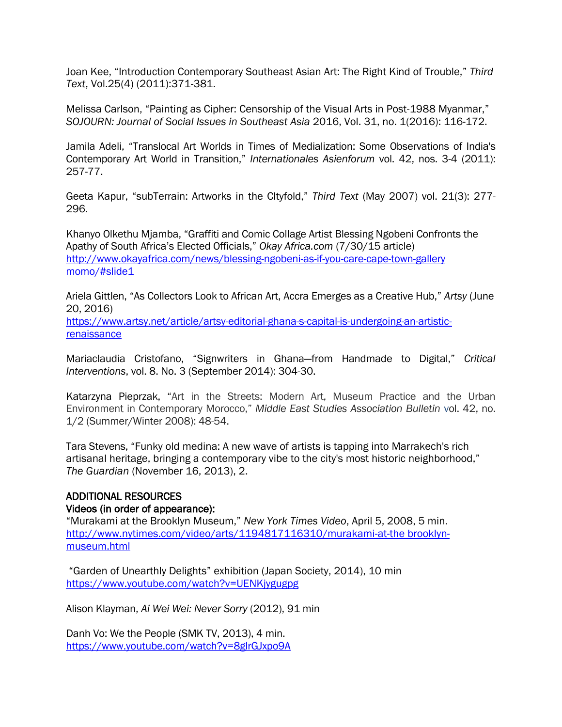Joan Kee, “Introduction Contemporary Southeast Asian Art: The Right Kind of Trouble,” *Third Text*, Vol.25(4) (2011):371-381.

Melissa Carlson, “Painting as Cipher: Censorship of the Visual Arts in Post-1988 Myanmar,” *SOJOURN: Journal of Social Issues in Southeast Asia* 2016, Vol. 31, no. 1(2016): 116-172.

Jamila Adeli, “Translocal Art Worlds in Times of Medialization: Some Observations of India's Contemporary Art World in Transition,” *Internationales Asienforum* vol. 42, nos. 3-4 (2011): 257-77.

Geeta Kapur, “subTerrain: Artworks in the CItyfold,” *Third Text* (May 2007) vol. 21(3): 277-296.

Khanyo Olkethu Mjamba, “Graffiti and Comic Collage Artist Blessing Ngobeni Confronts the Apathy of South Africa’s Elected Officials,” *Okay Africa.com* (7/30/15 article) http://www.okayafrica.com/news/blessing-ngobeni-as-if-you-care-cape-town-gallery momo/#slide1

Ariela Gittlen, “As Collectors Look to African Art, Accra Emerges as a Creative Hub,” *Artsy* (June 20, 2016)
https://www.artsy.net/article/artsy-editorial-ghana-s-capital-is-undergoing-an-artistic-renaissance

Mariaclaudia Cristofano, “Signwriters in Ghana—from Handmade to Digital,” *Critical Interventions*, vol. 8. No. 3 (September 2014): 304-30.

Katarzyna Pieprzak, “Art in the Streets: Modern Art, Museum Practice and the Urban Environment in Contemporary Morocco,” *Middle East Studies Association Bulletin* vol. 42, no. 1/2 (Summer/Winter 2008): 48-54.

Tara Stevens, “Funky old medina: A new wave of artists is tapping into Marrakech's rich artisanal heritage, bringing a contemporary vibe to the city's most historic neighborhood,” *The Guardian* (November 16, 2013), 2.

## ADDITIONAL RESOURCES

### Videos (in order of appearance):

“Murakami at the Brooklyn Museum,” *New York Times Video*, April 5, 2008, 5 min.
http://www.nytimes.com/video/arts/1194817116310/murakami-at-the brooklyn-museum.html

“Garden of Unearthly Delights” exhibition (Japan Society, 2014), 10 min
https://www.youtube.com/watch?v=UENKjygugpg

Alison Klayman, *Ai Wei Wei: Never Sorry* (2012), 91 min

Danh Vo: We the People (SMK TV, 2013), 4 min.
https://www.youtube.com/watch?v=8gIrGJxpo9A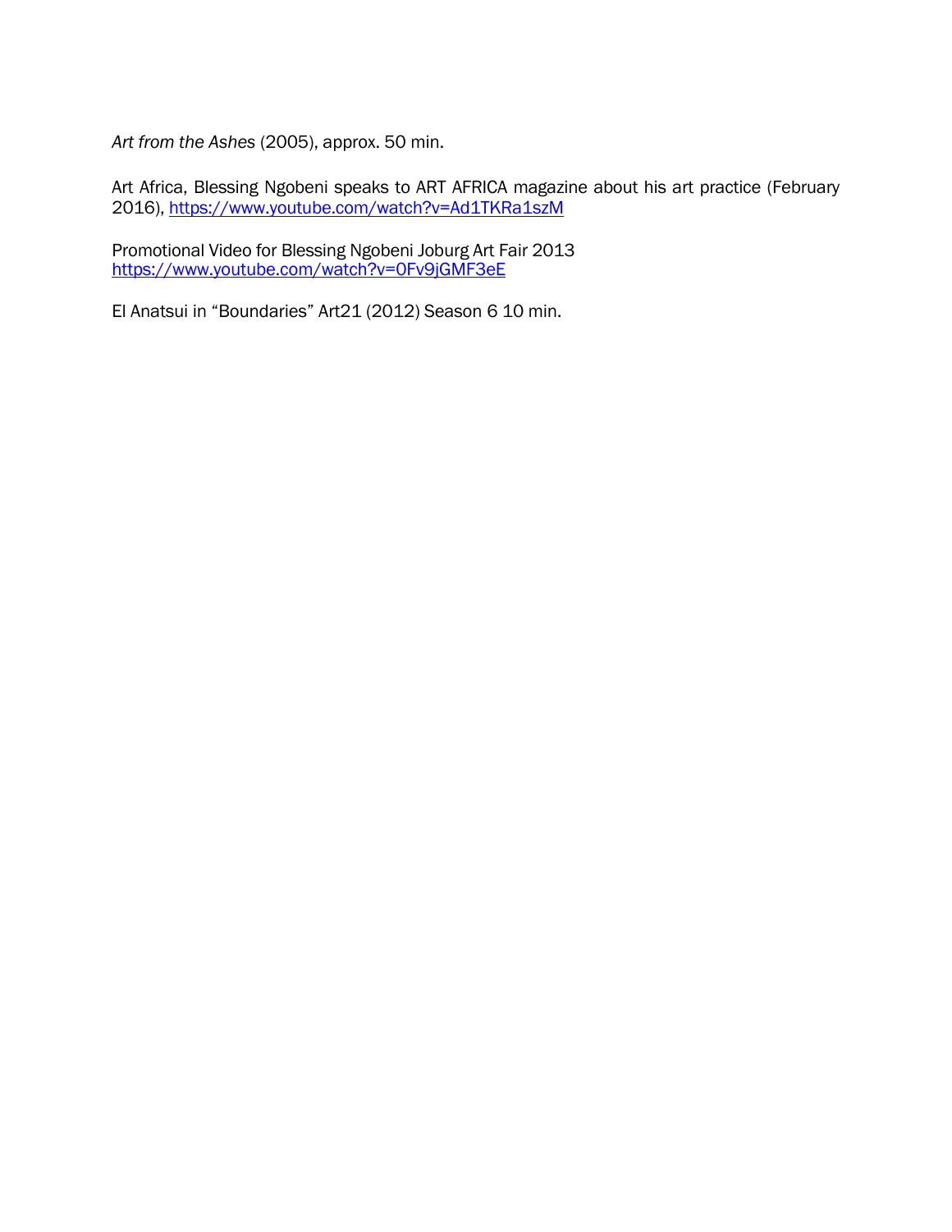*Art from the Ashes* (2005), approx. 50 min.

Art Africa, Blessing Ngobeni speaks to ART AFRICA magazine about his art practice (February 2016), https://www.youtube.com/watch?v=Ad1TKRa1szM

Promotional Video for Blessing Ngobeni Joburg Art Fair 2013
https://www.youtube.com/watch?v=0Fv9jGMF3eE

El Anatsui in "Boundaries" Art21 (2012) Season 6 10 min.